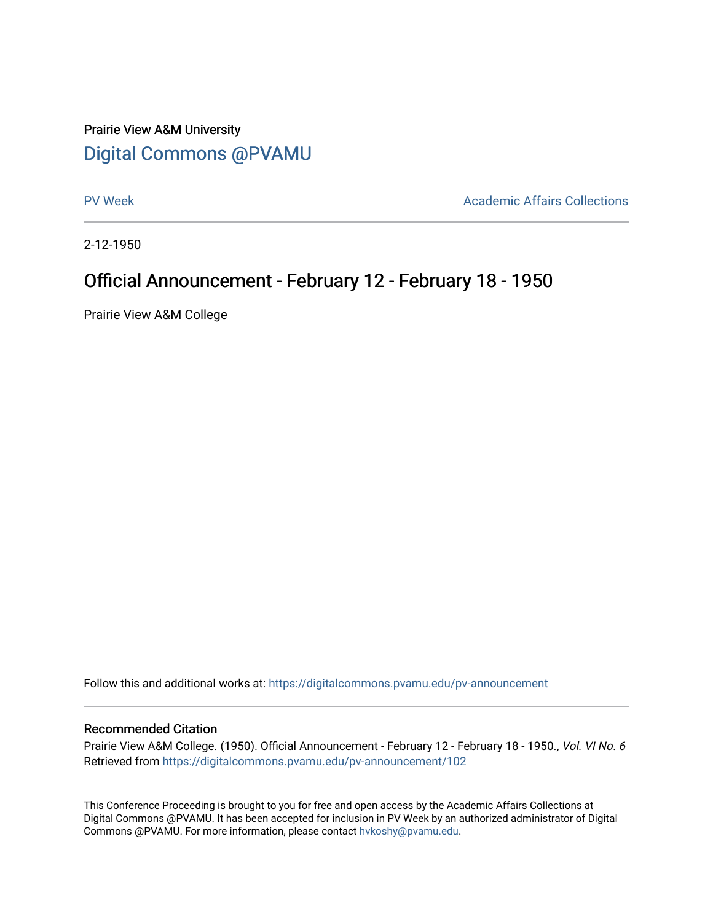Prairie View A&M University

# Digital Commons @PVAMU

PV Week | Academic Affairs Collections

2-12-1950

## Official Announcement - February 12 - February 18 - 1950

Prairie View A&M College

Follow this and additional works at: https://digitalcommons.pvamu.edu/pv-announcement

### Recommended Citation

Prairie View A&M College. (1950). Official Announcement - February 12 - February 18 - 1950., *Vol. VI No. 6*
Retrieved from https://digitalcommons.pvamu.edu/pv-announcement/102

This Conference Proceeding is brought to you for free and open access by the Academic Affairs Collections at Digital Commons @PVAMU. It has been accepted for inclusion in PV Week by an authorized administrator of Digital Commons @PVAMU. For more information, please contact hvkoshy@pvamu.edu.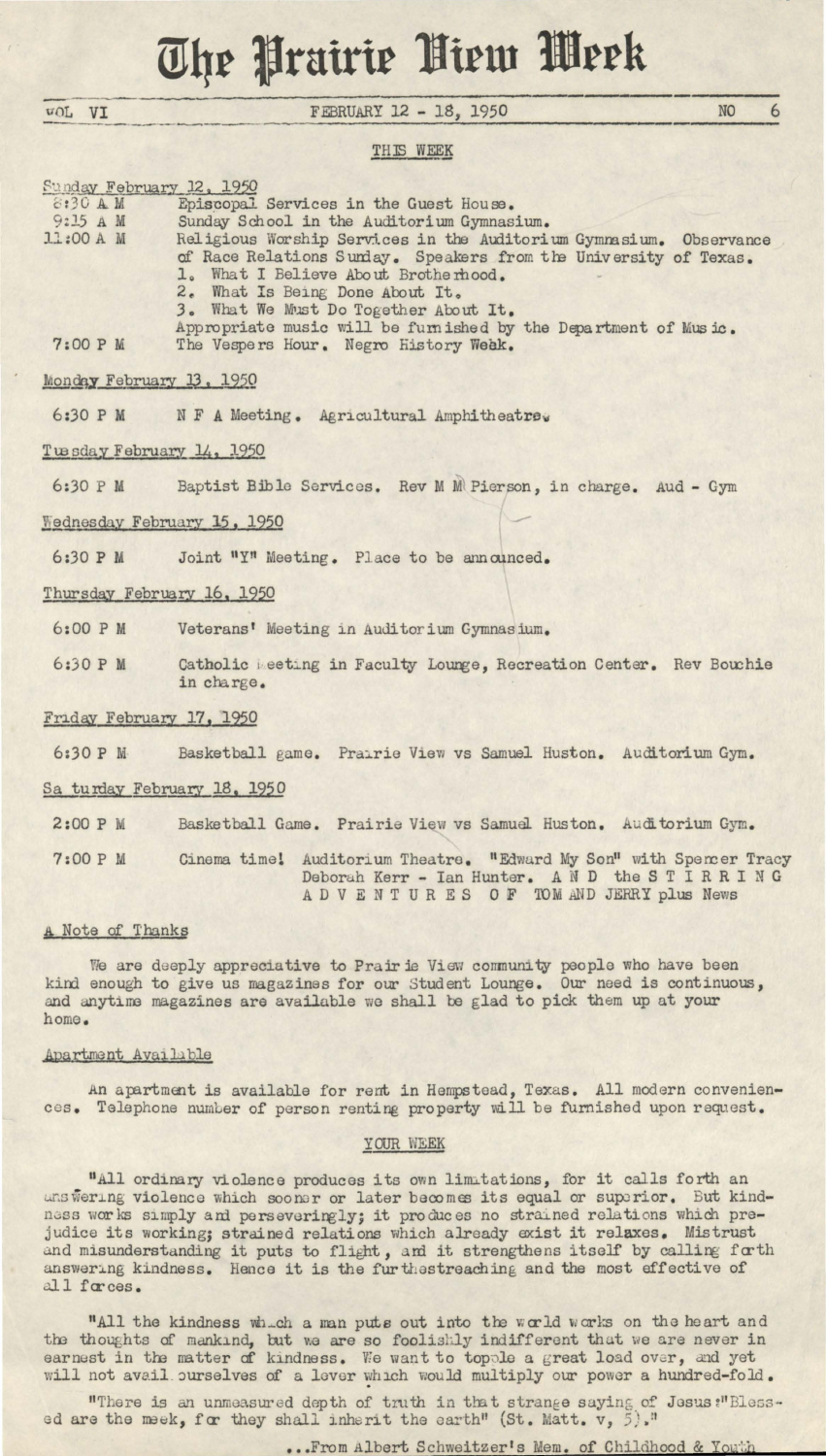# The Prairie View Week

VOL VI — FEBRUARY 12 - 18, 1950 — NO 6

## THIS WEEK

**Sunday February 12, 1950**

| | |
|---|---|
| 8:30 A M | Episcopal Services in the Guest House. |
| 9:15 A M | Sunday School in the Auditorium Gymnasium. |
| 11:00 A M | Religious Worship Services in the Auditorium Gymnasium. Observance of Race Relations Sunday. Speakers from the University of Texas. 1. What I Believe About Brotherhood. 2. What Is Being Done About It. 3. What We Must Do Together About It. Appropriate music will be furnished by the Department of Music. |
| 7:00 P M | The Vespers Hour. Negro History Week. |

**Monday February 13, 1950**

6:30 P M — N F A Meeting. Agricultural Amphitheatre.

**Tuesday February 14, 1950**

6:30 P M — Baptist Bible Services. Rev M M Pierson, in charge. Aud - Gym

**Wednesday February 15, 1950**

6:30 P M — Joint "Y" Meeting. Place to be announced.

**Thursday February 16, 1950**

6:00 P M — Veterans' Meeting in Auditorium Gymnasium.

6:30 P M — Catholic Meeting in Faculty Lounge, Recreation Center. Rev Bouchie in charge.

**Friday February 17, 1950**

6:30 P M — Basketball game. Prairie View vs Samuel Huston. Auditorium Gym.

**Saturday February 18, 1950**

2:00 P M — Basketball Game. Prairie View vs Samuel Huston. Auditorium Gym.

7:00 P M — Cinema time! Auditorium Theatre. "Edward My Son" with Spencer Tracy Deborah Kerr - Ian Hunter. AND the STIRRING ADVENTURES OF TOM AND JERRY plus News

### A Note of Thanks

We are deeply appreciative to Prairie View community people who have been kind enough to give us magazines for our Student Lounge. Our need is continuous, and anytime magazines are available we shall be glad to pick them up at your home.

### Apartment Available

An apartment is available for rent in Hempstead, Texas. All modern conveniences. Telephone number of person renting property will be furnished upon request.

## YOUR WEEK

"All ordinary violence produces its own limitations, for it calls forth an answering violence which sooner or later becomes its equal or superior. But kindness works simply and perseveringly; it produces no strained relations which prejudice its working; strained relations which already exist it relaxes. Mistrust and misunderstanding it puts to flight, and it strengthens itself by calling forth answering kindness. Hence it is the furthestreaching and the most effective of all forces.

"All the kindness which a man puts out into the world works on the heart and the thoughts of mankind, but we are so foolishly indifferent that we are never in earnest in the matter of kindness. We want to topple a great load over, and yet will not avail ourselves of a lever which would multiply our power a hundred-fold.

"There is an unmeasured depth of truth in that strange saying of Jesus:"Blessed are the meek, for they shall inherit the earth" (St. Matt. v, 5)."

...From Albert Schweitzer's Mem. of Childhood & Youth